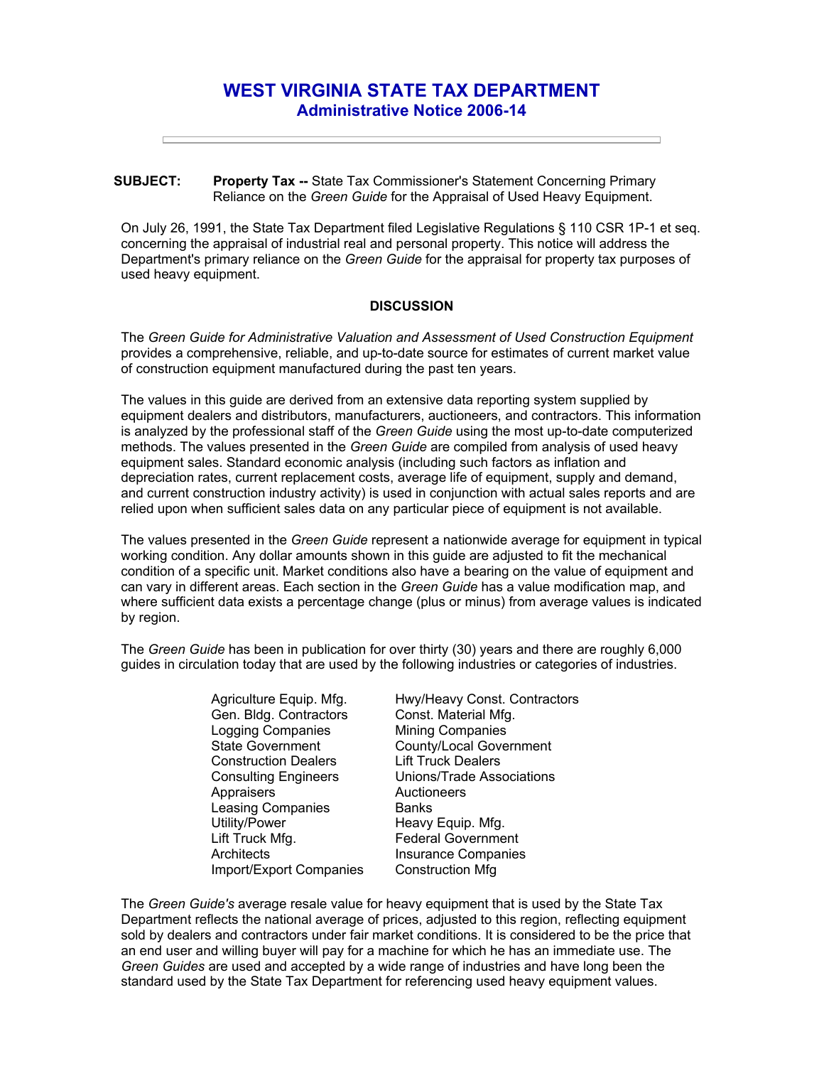# WEST VIRGINIA STATE TAX DEPARTMENT
## Administrative Notice 2006-14

---

**SUBJECT:** **Property Tax --** State Tax Commissioner's Statement Concerning Primary Reliance on the *Green Guide* for the Appraisal of Used Heavy Equipment.

On July 26, 1991, the State Tax Department filed Legislative Regulations § 110 CSR 1P-1 et seq. concerning the appraisal of industrial real and personal property. This notice will address the Department's primary reliance on the *Green Guide* for the appraisal for property tax purposes of used heavy equipment.

**DISCUSSION**

The *Green Guide for Administrative Valuation and Assessment of Used Construction Equipment* provides a comprehensive, reliable, and up-to-date source for estimates of current market value of construction equipment manufactured during the past ten years.

The values in this guide are derived from an extensive data reporting system supplied by equipment dealers and distributors, manufacturers, auctioneers, and contractors. This information is analyzed by the professional staff of the *Green Guide* using the most up-to-date computerized methods. The values presented in the *Green Guide* are compiled from analysis of used heavy equipment sales. Standard economic analysis (including such factors as inflation and depreciation rates, current replacement costs, average life of equipment, supply and demand, and current construction industry activity) is used in conjunction with actual sales reports and are relied upon when sufficient sales data on any particular piece of equipment is not available.

The values presented in the *Green Guide* represent a nationwide average for equipment in typical working condition. Any dollar amounts shown in this guide are adjusted to fit the mechanical condition of a specific unit. Market conditions also have a bearing on the value of equipment and can vary in different areas. Each section in the *Green Guide* has a value modification map, and where sufficient data exists a percentage change (plus or minus) from average values is indicated by region.

The *Green Guide* has been in publication for over thirty (30) years and there are roughly 6,000 guides in circulation today that are used by the following industries or categories of industries.

| | |
|---|---|
| Agriculture Equip. Mfg. | Hwy/Heavy Const. Contractors |
| Gen. Bldg. Contractors | Const. Material Mfg. |
| Logging Companies | Mining Companies |
| State Government | County/Local Government |
| Construction Dealers | Lift Truck Dealers |
| Consulting Engineers | Unions/Trade Associations |
| Appraisers | Auctioneers |
| Leasing Companies | Banks |
| Utility/Power | Heavy Equip. Mfg. |
| Lift Truck Mfg. | Federal Government |
| Architects | Insurance Companies |
| Import/Export Companies | Construction Mfg |

The *Green Guide's* average resale value for heavy equipment that is used by the State Tax Department reflects the national average of prices, adjusted to this region, reflecting equipment sold by dealers and contractors under fair market conditions. It is considered to be the price that an end user and willing buyer will pay for a machine for which he has an immediate use. The *Green Guides* are used and accepted by a wide range of industries and have long been the standard used by the State Tax Department for referencing used heavy equipment values.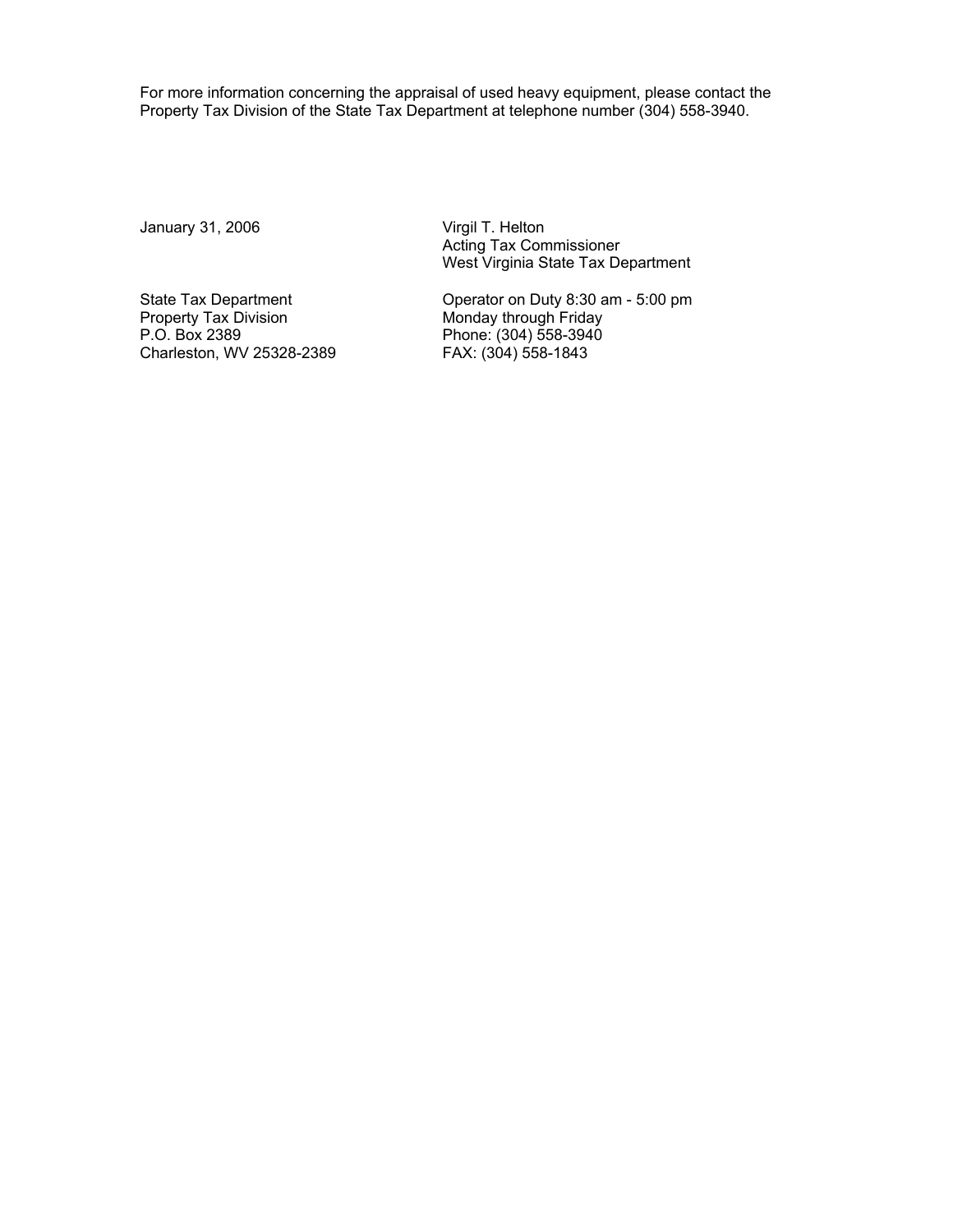For more information concerning the appraisal of used heavy equipment, please contact the Property Tax Division of the State Tax Department at telephone number (304) 558-3940.

January 31, 2006

Virgil T. Helton
Acting Tax Commissioner
West Virginia State Tax Department

State Tax Department
Property Tax Division
P.O. Box 2389
Charleston, WV 25328-2389

Operator on Duty 8:30 am - 5:00 pm
Monday through Friday
Phone: (304) 558-3940
FAX: (304) 558-1843